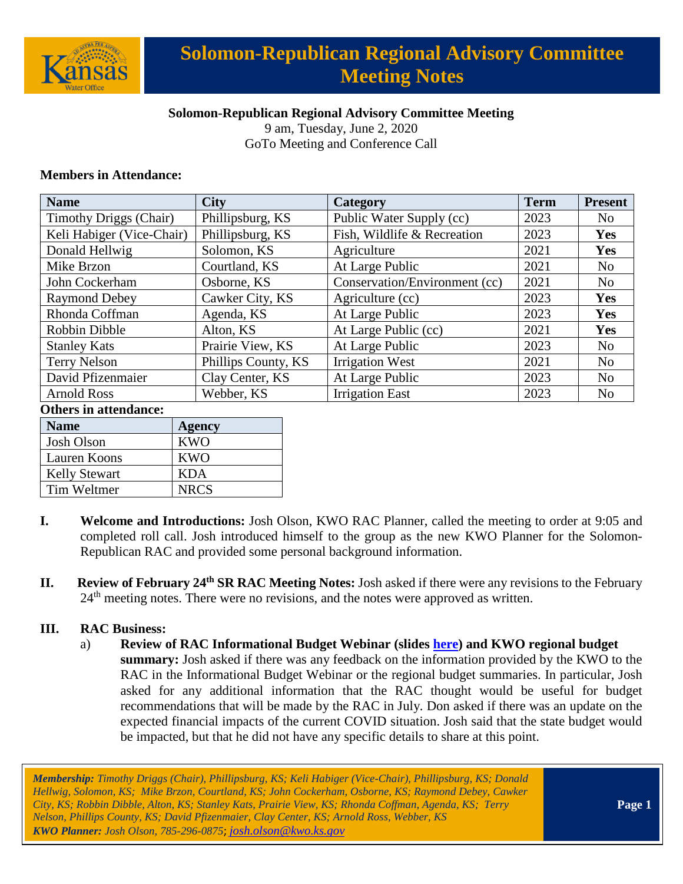# Solomon-Republican Regional Advisory Committee Meeting Notes

**Solomon-Republican Regional Advisory Committee Meeting**
9 am, Tuesday, June 2, 2020
GoTo Meeting and Conference Call

**Members in Attendance:**

| Name | City | Category | Term | Present |
|---|---|---|---|---|
| Timothy Driggs (Chair) | Phillipsburg, KS | Public Water Supply (cc) | 2023 | No |
| Keli Habiger (Vice-Chair) | Phillipsburg, KS | Fish, Wildlife & Recreation | 2023 | **Yes** |
| Donald Hellwig | Solomon, KS | Agriculture | 2021 | **Yes** |
| Mike Brzon | Courtland, KS | At Large Public | 2021 | No |
| John Cockerham | Osborne, KS | Conservation/Environment (cc) | 2021 | No |
| Raymond Debey | Cawker City, KS | Agriculture (cc) | 2023 | **Yes** |
| Rhonda Coffman | Agenda, KS | At Large Public | 2023 | **Yes** |
| Robbin Dibble | Alton, KS | At Large Public (cc) | 2021 | **Yes** |
| Stanley Kats | Prairie View, KS | At Large Public | 2023 | No |
| Terry Nelson | Phillips County, KS | Irrigation West | 2021 | No |
| David Pfizenmaier | Clay Center, KS | At Large Public | 2023 | No |
| Arnold Ross | Webber, KS | Irrigation East | 2023 | No |

**Others in attendance:**

| Name | Agency |
|---|---|
| Josh Olson | KWO |
| Lauren Koons | KWO |
| Kelly Stewart | KDA |
| Tim Weltmer | NRCS |

**I. Welcome and Introductions:** Josh Olson, KWO RAC Planner, called the meeting to order at 9:05 and completed roll call. Josh introduced himself to the group as the new KWO Planner for the Solomon-Republican RAC and provided some personal background information.

**II. Review of February 24th SR RAC Meeting Notes:** Josh asked if there were any revisions to the February 24th meeting notes. There were no revisions, and the notes were approved as written.

**III. RAC Business:**

a) **Review of RAC Informational Budget Webinar (slides here) and KWO regional budget summary:** Josh asked if there was any feedback on the information provided by the KWO to the RAC in the Informational Budget Webinar or the regional budget summaries. In particular, Josh asked for any additional information that the RAC thought would be useful for budget recommendations that will be made by the RAC in July. Don asked if there was an update on the expected financial impacts of the current COVID situation. Josh said that the state budget would be impacted, but that he did not have any specific details to share at this point.

*Membership: Timothy Driggs (Chair), Phillipsburg, KS; Keli Habiger (Vice-Chair), Phillipsburg, KS; Donald Hellwig, Solomon, KS; Mike Brzon, Courtland, KS; John Cockerham, Osborne, KS; Raymond Debey, Cawker City, KS; Robbin Dibble, Alton, KS; Stanley Kats, Prairie View, KS; Rhonda Coffman, Agenda, KS; Terry Nelson, Phillips County, KS; David Pfizenmaier, Clay Center, KS; Arnold Ross, Webber, KS*
*KWO Planner: Josh Olson, 785-296-0875; josh.olson@kwo.ks.gov*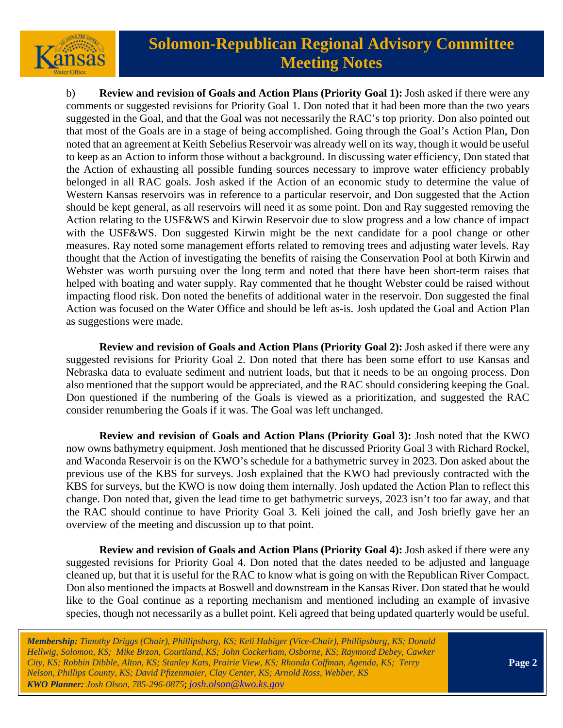b) **Review and revision of Goals and Action Plans (Priority Goal 1):** Josh asked if there were any comments or suggested revisions for Priority Goal 1. Don noted that it had been more than the two years suggested in the Goal, and that the Goal was not necessarily the RAC's top priority. Don also pointed out that most of the Goals are in a stage of being accomplished. Going through the Goal's Action Plan, Don noted that an agreement at Keith Sebelius Reservoir was already well on its way, though it would be useful to keep as an Action to inform those without a background. In discussing water efficiency, Don stated that the Action of exhausting all possible funding sources necessary to improve water efficiency probably belonged in all RAC goals. Josh asked if the Action of an economic study to determine the value of Western Kansas reservoirs was in reference to a particular reservoir, and Don suggested that the Action should be kept general, as all reservoirs will need it as some point. Don and Ray suggested removing the Action relating to the USF&WS and Kirwin Reservoir due to slow progress and a low chance of impact with the USF&WS. Don suggested Kirwin might be the next candidate for a pool change or other measures. Ray noted some management efforts related to removing trees and adjusting water levels. Ray thought that the Action of investigating the benefits of raising the Conservation Pool at both Kirwin and Webster was worth pursuing over the long term and noted that there have been short-term raises that helped with boating and water supply. Ray commented that he thought Webster could be raised without impacting flood risk. Don noted the benefits of additional water in the reservoir. Don suggested the final Action was focused on the Water Office and should be left as-is. Josh updated the Goal and Action Plan as suggestions were made.

**Review and revision of Goals and Action Plans (Priority Goal 2):** Josh asked if there were any suggested revisions for Priority Goal 2. Don noted that there has been some effort to use Kansas and Nebraska data to evaluate sediment and nutrient loads, but that it needs to be an ongoing process. Don also mentioned that the support would be appreciated, and the RAC should considering keeping the Goal. Don questioned if the numbering of the Goals is viewed as a prioritization, and suggested the RAC consider renumbering the Goals if it was. The Goal was left unchanged.

**Review and revision of Goals and Action Plans (Priority Goal 3):** Josh noted that the KWO now owns bathymetry equipment. Josh mentioned that he discussed Priority Goal 3 with Richard Rockel, and Waconda Reservoir is on the KWO's schedule for a bathymetric survey in 2023. Don asked about the previous use of the KBS for surveys. Josh explained that the KWO had previously contracted with the KBS for surveys, but the KWO is now doing them internally. Josh updated the Action Plan to reflect this change. Don noted that, given the lead time to get bathymetric surveys, 2023 isn't too far away, and that the RAC should continue to have Priority Goal 3. Keli joined the call, and Josh briefly gave her an overview of the meeting and discussion up to that point.

**Review and revision of Goals and Action Plans (Priority Goal 4):** Josh asked if there were any suggested revisions for Priority Goal 4. Don noted that the dates needed to be adjusted and language cleaned up, but that it is useful for the RAC to know what is going on with the Republican River Compact. Don also mentioned the impacts at Boswell and downstream in the Kansas River. Don stated that he would like to the Goal continue as a reporting mechanism and mentioned including an example of invasive species, though not necessarily as a bullet point. Keli agreed that being updated quarterly would be useful.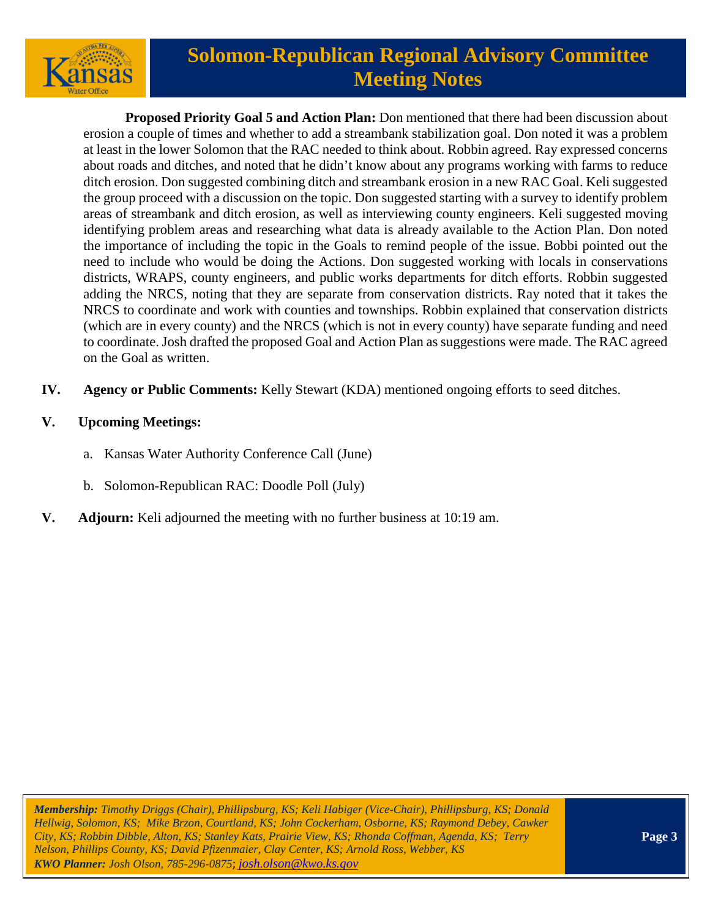**Proposed Priority Goal 5 and Action Plan:** Don mentioned that there had been discussion about erosion a couple of times and whether to add a streambank stabilization goal. Don noted it was a problem at least in the lower Solomon that the RAC needed to think about. Robbin agreed. Ray expressed concerns about roads and ditches, and noted that he didn't know about any programs working with farms to reduce ditch erosion. Don suggested combining ditch and streambank erosion in a new RAC Goal. Keli suggested the group proceed with a discussion on the topic. Don suggested starting with a survey to identify problem areas of streambank and ditch erosion, as well as interviewing county engineers. Keli suggested moving identifying problem areas and researching what data is already available to the Action Plan. Don noted the importance of including the topic in the Goals to remind people of the issue. Bobbi pointed out the need to include who would be doing the Actions. Don suggested working with locals in conservations districts, WRAPS, county engineers, and public works departments for ditch efforts. Robbin suggested adding the NRCS, noting that they are separate from conservation districts. Ray noted that it takes the NRCS to coordinate and work with counties and townships. Robbin explained that conservation districts (which are in every county) and the NRCS (which is not in every county) have separate funding and need to coordinate. Josh drafted the proposed Goal and Action Plan as suggestions were made. The RAC agreed on the Goal as written.

**IV. Agency or Public Comments:** Kelly Stewart (KDA) mentioned ongoing efforts to seed ditches.

**V. Upcoming Meetings:**

a. Kansas Water Authority Conference Call (June)

b. Solomon-Republican RAC: Doodle Poll (July)

**V. Adjourn:** Keli adjourned the meeting with no further business at 10:19 am.

***Membership:*** *Timothy Driggs (Chair), Phillipsburg, KS; Keli Habiger (Vice-Chair), Phillipsburg, KS; Donald Hellwig, Solomon, KS; Mike Brzon, Courtland, KS; John Cockerham, Osborne, KS; Raymond Debey, Cawker City, KS; Robbin Dibble, Alton, KS; Stanley Kats, Prairie View, KS; Rhonda Coffman, Agenda, KS; Terry Nelson, Phillips County, KS; David Pfizenmaier, Clay Center, KS; Arnold Ross, Webber, KS*
***KWO Planner:*** *Josh Olson, 785-296-0875; josh.olson@kwo.ks.gov*